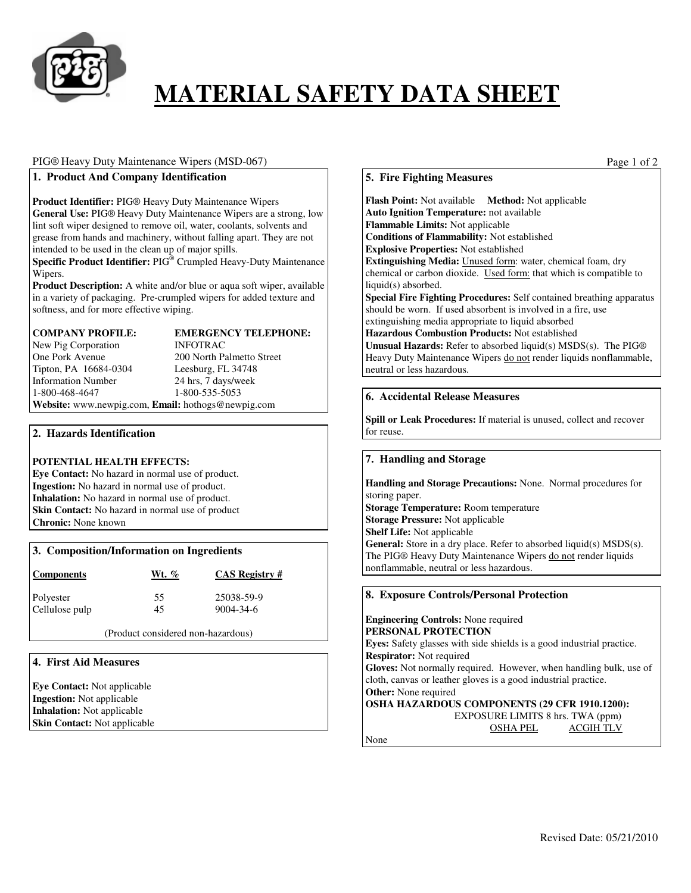# MATERIAL SAFETY DATA SHEET

PIG® Heavy Duty Maintenance Wipers (MSD-067)

## 1. Product And Company Identification

**Product Identifier:** PIG® Heavy Duty Maintenance Wipers
**General Use:** PIG® Heavy Duty Maintenance Wipers are a strong, low lint soft wiper designed to remove oil, water, coolants, solvents and grease from hands and machinery, without falling apart. They are not intended to be used in the clean up of major spills.
**Specific Product Identifier:** PIG® Crumpled Heavy-Duty Maintenance Wipers.
**Product Description:** A white and/or blue or aqua soft wiper, available in a variety of packaging. Pre-crumpled wipers for added texture and softness, and for more effective wiping.

| **COMPANY PROFILE:** | **EMERGENCY TELEPHONE:** |
|---|---|
| New Pig Corporation | INFOTRAC |
| One Pork Avenue | 200 North Palmetto Street |
| Tipton, PA 16684-0304 | Leesburg, FL 34748 |
| Information Number | 24 hrs, 7 days/week |
| 1-800-468-4647 | 1-800-535-5053 |

**Website:** www.newpig.com, **Email:** hothogs@newpig.com

## 2. Hazards Identification

**POTENTIAL HEALTH EFFECTS:**
**Eye Contact:** No hazard in normal use of product.
**Ingestion:** No hazard in normal use of product.
**Inhalation:** No hazard in normal use of product.
**Skin Contact:** No hazard in normal use of product
**Chronic:** None known

## 3. Composition/Information on Ingredients

| Components | Wt. % | CAS Registry # |
|---|---|---|
| Polyester | 55 | 25038-59-9 |
| Cellulose pulp | 45 | 9004-34-6 |

(Product considered non-hazardous)

## 4. First Aid Measures

**Eye Contact:** Not applicable
**Ingestion:** Not applicable
**Inhalation:** Not applicable
**Skin Contact:** Not applicable

## 5. Fire Fighting Measures

**Flash Point:** Not available **Method:** Not applicable
**Auto Ignition Temperature:** not available
**Flammable Limits:** Not applicable
**Conditions of Flammability:** Not established
**Explosive Properties:** Not established
**Extinguishing Media:** Unused form: water, chemical foam, dry chemical or carbon dioxide. Used form: that which is compatible to liquid(s) absorbed.
**Special Fire Fighting Procedures:** Self contained breathing apparatus should be worn. If used absorbent is involved in a fire, use extinguishing media appropriate to liquid absorbed
**Hazardous Combustion Products:** Not established
**Unusual Hazards:** Refer to absorbed liquid(s) MSDS(s). The PIG® Heavy Duty Maintenance Wipers do not render liquids nonflammable, neutral or less hazardous.

## 6. Accidental Release Measures

**Spill or Leak Procedures:** If material is unused, collect and recover for reuse.

## 7. Handling and Storage

**Handling and Storage Precautions:** None. Normal procedures for storing paper.
**Storage Temperature:** Room temperature
**Storage Pressure:** Not applicable
**Shelf Life:** Not applicable
**General:** Store in a dry place. Refer to absorbed liquid(s) MSDS(s). The PIG® Heavy Duty Maintenance Wipers do not render liquids nonflammable, neutral or less hazardous.

## 8. Exposure Controls/Personal Protection

**Engineering Controls:** None required
**PERSONAL PROTECTION**
**Eyes:** Safety glasses with side shields is a good industrial practice.
**Respirator:** Not required
**Gloves:** Not normally required. However, when handling bulk, use of cloth, canvas or leather gloves is a good industrial practice.
**Other:** None required
**OSHA HAZARDOUS COMPONENTS (29 CFR 1910.1200):**

| | EXPOSURE LIMITS 8 hrs. TWA (ppm) | |
|---|---|---|
| | OSHA PEL | ACGIH TLV |
| None | | |

Revised Date: 05/21/2010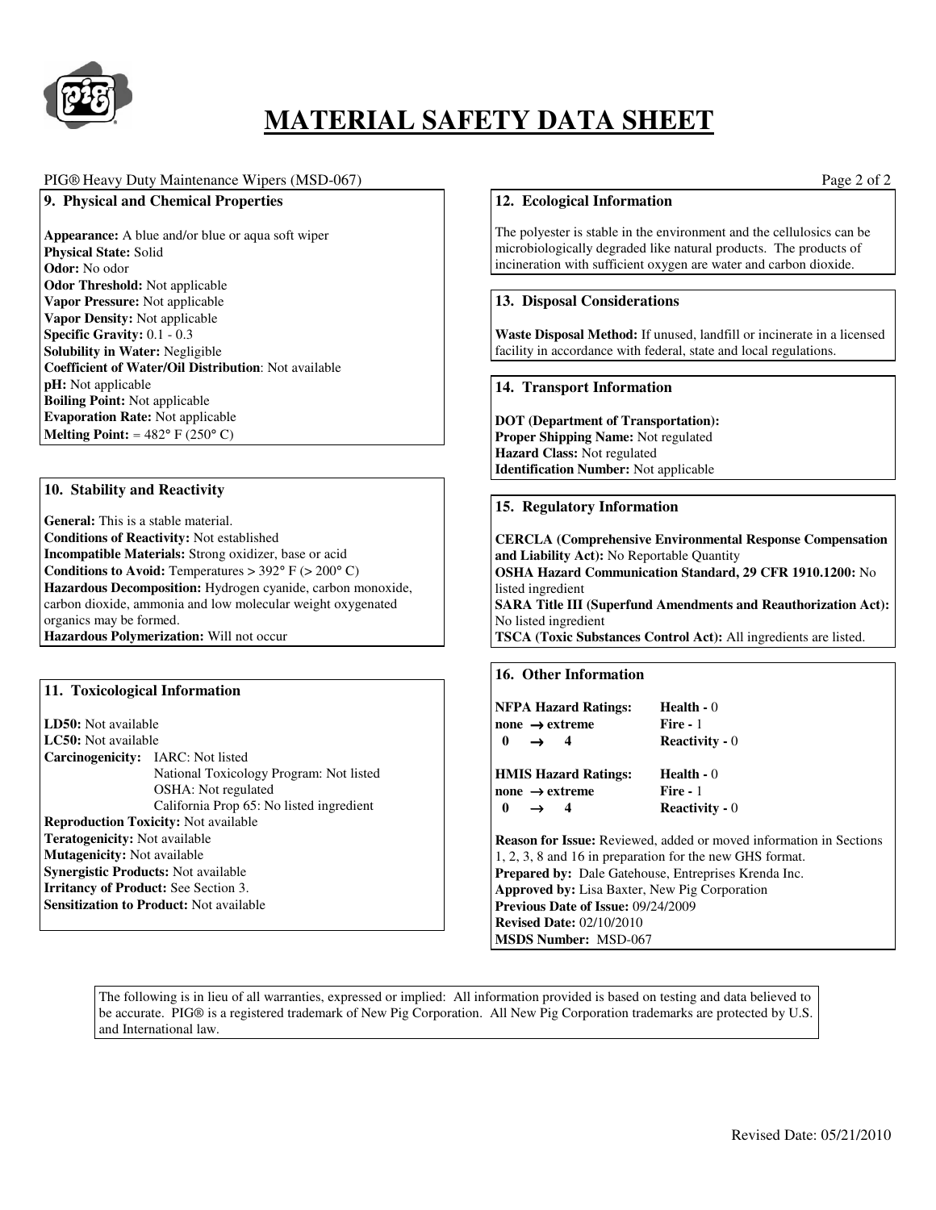# MATERIAL SAFETY DATA SHEET

PIG® Heavy Duty Maintenance Wipers (MSD-067)

## 9. Physical and Chemical Properties

**Appearance:** A blue and/or blue or aqua soft wiper
**Physical State:** Solid
**Odor:** No odor
**Odor Threshold:** Not applicable
**Vapor Pressure:** Not applicable
**Vapor Density:** Not applicable
**Specific Gravity:** 0.1 - 0.3
**Solubility in Water:** Negligible
**Coefficient of Water/Oil Distribution**: Not available
**pH:** Not applicable
**Boiling Point:** Not applicable
**Evaporation Rate:** Not applicable
**Melting Point:** = 482° F (250° C)

## 10. Stability and Reactivity

**General:** This is a stable material.
**Conditions of Reactivity:** Not established
**Incompatible Materials:** Strong oxidizer, base or acid
**Conditions to Avoid:** Temperatures > 392° F (> 200° C)
**Hazardous Decomposition:** Hydrogen cyanide, carbon monoxide, carbon dioxide, ammonia and low molecular weight oxygenated organics may be formed.
**Hazardous Polymerization:** Will not occur

## 11. Toxicological Information

**LD50:** Not available
**LC50:** Not available
**Carcinogenicity:** IARC: Not listed
National Toxicology Program: Not listed
OSHA: Not regulated
California Prop 65: No listed ingredient
**Reproduction Toxicity:** Not available
**Teratogenicity:** Not available
**Mutagenicity:** Not available
**Synergistic Products:** Not available
**Irritancy of Product:** See Section 3.
**Sensitization to Product:** Not available

## 12. Ecological Information

The polyester is stable in the environment and the cellulosics can be microbiologically degraded like natural products. The products of incineration with sufficient oxygen are water and carbon dioxide.

## 13. Disposal Considerations

**Waste Disposal Method:** If unused, landfill or incinerate in a licensed facility in accordance with federal, state and local regulations.

## 14. Transport Information

**DOT (Department of Transportation):**
**Proper Shipping Name:** Not regulated
**Hazard Class:** Not regulated
**Identification Number:** Not applicable

## 15. Regulatory Information

**CERCLA (Comprehensive Environmental Response Compensation and Liability Act):** No Reportable Quantity
**OSHA Hazard Communication Standard, 29 CFR 1910.1200:** No listed ingredient
**SARA Title III (Superfund Amendments and Reauthorization Act):** No listed ingredient
**TSCA (Toxic Substances Control Act):** All ingredients are listed.

## 16. Other Information

| | |
|---|---|
| **NFPA Hazard Ratings:** none → extreme 0 → 4 | **Health -** 0<br>**Fire -** 1<br>**Reactivity -** 0 |
| **HMIS Hazard Ratings:** none → extreme 0 → 4 | **Health -** 0<br>**Fire -** 1<br>**Reactivity -** 0 |

**Reason for Issue:** Reviewed, added or moved information in Sections 1, 2, 3, 8 and 16 in preparation for the new GHS format.
**Prepared by:** Dale Gatehouse, Entreprises Krenda Inc.
**Approved by:** Lisa Baxter, New Pig Corporation
**Previous Date of Issue:** 09/24/2009
**Revised Date:** 02/10/2010
**MSDS Number:** MSD-067

The following is in lieu of all warranties, expressed or implied: All information provided is based on testing and data believed to be accurate. PIG® is a registered trademark of New Pig Corporation. All New Pig Corporation trademarks are protected by U.S. and International law.

Revised Date: 05/21/2010